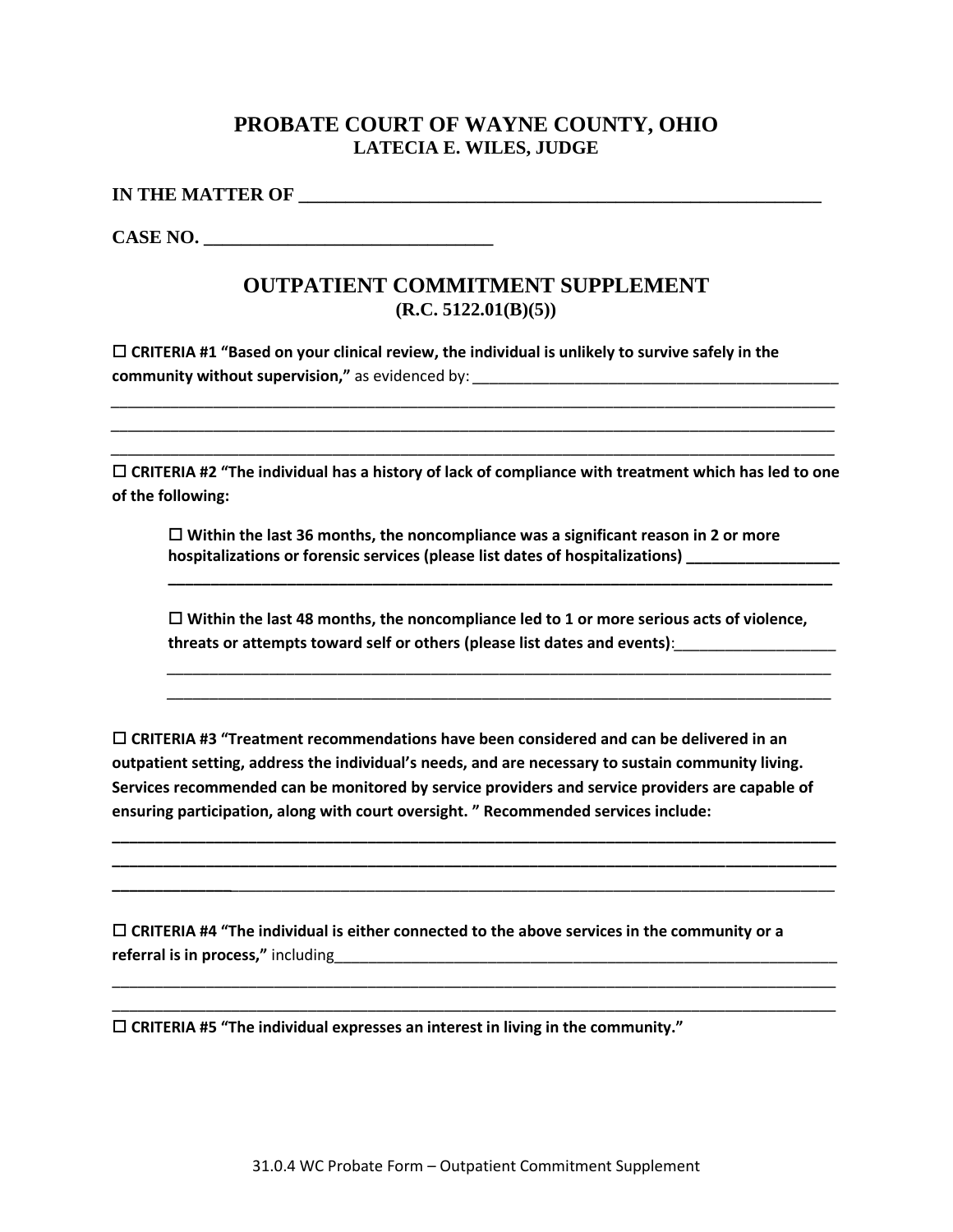# PROBATE COURT OF WAYNE COUNTY, OHIO
## LATECIA E. WILES, JUDGE

**IN THE MATTER OF** ___________________________________________________________

**CASE NO.** ______________________________

## OUTPATIENT COMMITMENT SUPPLEMENT
### (R.C. 5122.01(B)(5))

☐ **CRITERIA #1 "Based on your clinical review, the individual is unlikely to survive safely in the community without supervision,"** as evidenced by: ____________________________________________

_____________________________________________________________________________________

_____________________________________________________________________________________

_____________________________________________________________________________________

☐ **CRITERIA #2 "The individual has a history of lack of compliance with treatment which has led to one of the following:**

> ☐ **Within the last 36 months, the noncompliance was a significant reason in 2 or more hospitalizations or forensic services (please list dates of hospitalizations)** _________________
>
> _____________________________________________________________________________
>
> ☐ **Within the last 48 months, the noncompliance led to 1 or more serious acts of violence, threats or attempts toward self or others (please list dates and events)**:__________________
>
> _____________________________________________________________________________
>
> _____________________________________________________________________________

☐ **CRITERIA #3 "Treatment recommendations have been considered and can be delivered in an outpatient setting, address the individual's needs, and are necessary to sustain community living. Services recommended can be monitored by service providers and service providers are capable of ensuring participation, along with court oversight. " Recommended services include:**

_____________________________________________________________________________________

_____________________________________________________________________________________

_____________________________________________________________________________________

☐ **CRITERIA #4 "The individual is either connected to the above services in the community or a referral is in process,"** including______________________________________________________________

_____________________________________________________________________________________

_____________________________________________________________________________________

☐ **CRITERIA #5 "The individual expresses an interest in living in the community."**

31.0.4 WC Probate Form – Outpatient Commitment Supplement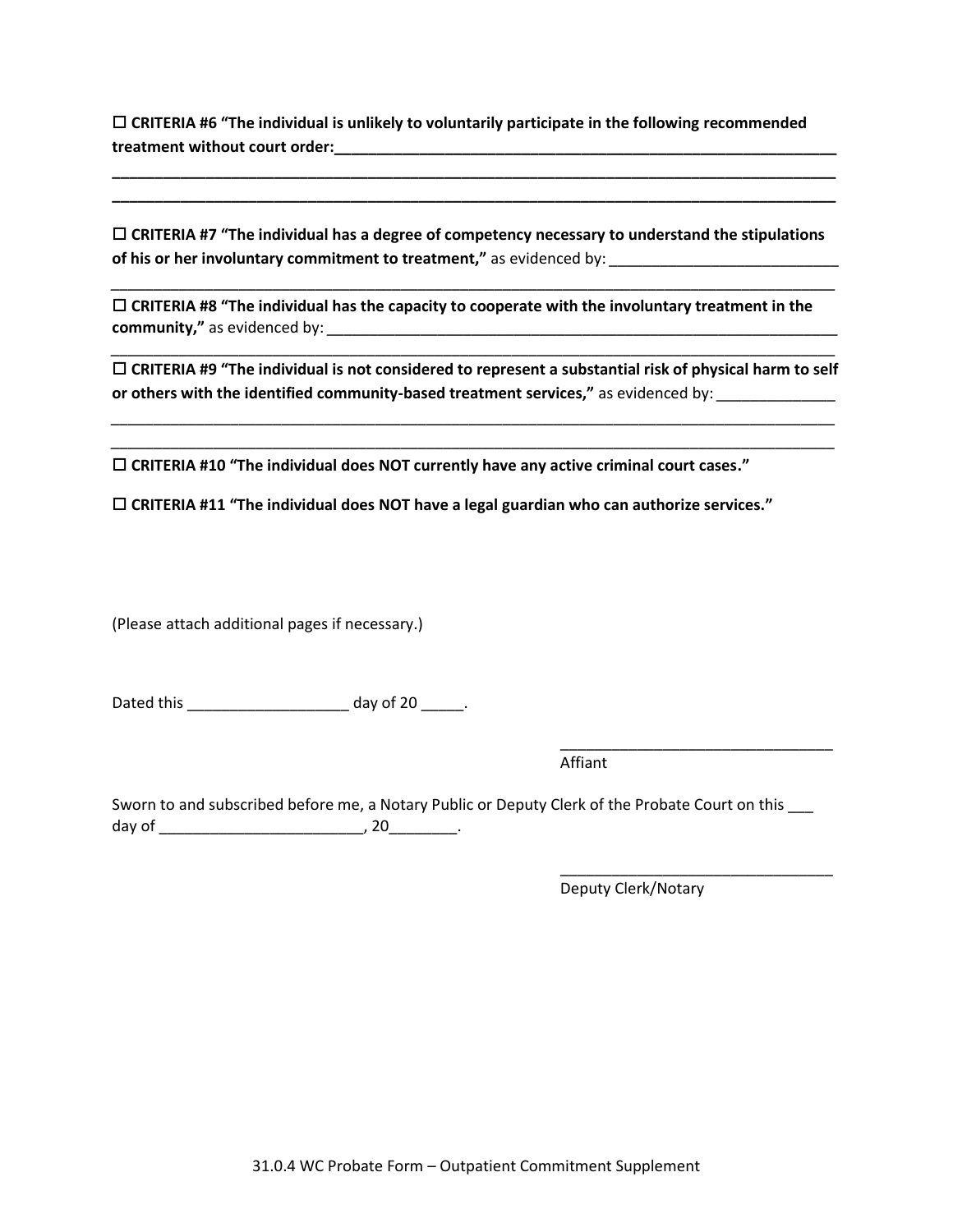☐ **CRITERIA #6 "The individual is unlikely to voluntarily participate in the following recommended treatment without court order:**\_\_\_\_\_\_\_\_\_\_\_\_\_\_\_\_\_\_\_\_\_\_\_\_\_\_\_\_\_\_\_\_\_\_\_\_\_\_\_\_\_\_\_\_\_\_\_\_\_\_\_\_\_\_\_\_\_\_\_\_
\_\_\_\_\_\_\_\_\_\_\_\_\_\_\_\_\_\_\_\_\_\_\_\_\_\_\_\_\_\_\_\_\_\_\_\_\_\_\_\_\_\_\_\_\_\_\_\_\_\_\_\_\_\_\_\_\_\_\_\_\_\_\_\_\_\_\_\_\_\_\_\_\_\_\_\_\_\_\_\_\_\_\_\_\_\_\_\_
\_\_\_\_\_\_\_\_\_\_\_\_\_\_\_\_\_\_\_\_\_\_\_\_\_\_\_\_\_\_\_\_\_\_\_\_\_\_\_\_\_\_\_\_\_\_\_\_\_\_\_\_\_\_\_\_\_\_\_\_\_\_\_\_\_\_\_\_\_\_\_\_\_\_\_\_\_\_\_\_\_\_\_\_\_\_\_\_

☐ **CRITERIA #7 "The individual has a degree of competency necessary to understand the stipulations of his or her involuntary commitment to treatment,"** as evidenced by: \_\_\_\_\_\_\_\_\_\_\_\_\_\_\_\_\_\_\_\_\_\_\_\_\_\_\_\_
\_\_\_\_\_\_\_\_\_\_\_\_\_\_\_\_\_\_\_\_\_\_\_\_\_\_\_\_\_\_\_\_\_\_\_\_\_\_\_\_\_\_\_\_\_\_\_\_\_\_\_\_\_\_\_\_\_\_\_\_\_\_\_\_\_\_\_\_\_\_\_\_\_\_\_\_\_\_\_\_\_\_\_\_\_\_\_\_

☐ **CRITERIA #8 "The individual has the capacity to cooperate with the involuntary treatment in the community,"** as evidenced by: \_\_\_\_\_\_\_\_\_\_\_\_\_\_\_\_\_\_\_\_\_\_\_\_\_\_\_\_\_\_\_\_\_\_\_\_\_\_\_\_\_\_\_\_\_\_\_\_\_\_\_\_\_\_\_\_\_\_\_\_\_\_
\_\_\_\_\_\_\_\_\_\_\_\_\_\_\_\_\_\_\_\_\_\_\_\_\_\_\_\_\_\_\_\_\_\_\_\_\_\_\_\_\_\_\_\_\_\_\_\_\_\_\_\_\_\_\_\_\_\_\_\_\_\_\_\_\_\_\_\_\_\_\_\_\_\_\_\_\_\_\_\_\_\_\_\_\_\_\_\_

☐ **CRITERIA #9 "The individual is not considered to represent a substantial risk of physical harm to self or others with the identified community-based treatment services,"** as evidenced by: \_\_\_\_\_\_\_\_\_\_\_\_\_\_
\_\_\_\_\_\_\_\_\_\_\_\_\_\_\_\_\_\_\_\_\_\_\_\_\_\_\_\_\_\_\_\_\_\_\_\_\_\_\_\_\_\_\_\_\_\_\_\_\_\_\_\_\_\_\_\_\_\_\_\_\_\_\_\_\_\_\_\_\_\_\_\_\_\_\_\_\_\_\_\_\_\_\_\_\_\_\_\_
\_\_\_\_\_\_\_\_\_\_\_\_\_\_\_\_\_\_\_\_\_\_\_\_\_\_\_\_\_\_\_\_\_\_\_\_\_\_\_\_\_\_\_\_\_\_\_\_\_\_\_\_\_\_\_\_\_\_\_\_\_\_\_\_\_\_\_\_\_\_\_\_\_\_\_\_\_\_\_\_\_\_\_\_\_\_\_\_

☐ **CRITERIA #10 "The individual does NOT currently have any active criminal court cases."**

☐ **CRITERIA #11 "The individual does NOT have a legal guardian who can authorize services."**

(Please attach additional pages if necessary.)

Dated this \_\_\_\_\_\_\_\_\_\_\_\_\_\_\_\_\_\_\_ day of 20 \_\_\_\_\_.

\_\_\_\_\_\_\_\_\_\_\_\_\_\_\_\_\_\_\_\_\_\_\_\_\_\_\_\_\_\_\_\_\_
Affiant

Sworn to and subscribed before me, a Notary Public or Deputy Clerk of the Probate Court on this \_\_\_ day of \_\_\_\_\_\_\_\_\_\_\_\_\_\_\_\_\_\_\_\_\_\_\_\_, 20\_\_\_\_\_\_\_\_.

\_\_\_\_\_\_\_\_\_\_\_\_\_\_\_\_\_\_\_\_\_\_\_\_\_\_\_\_\_\_\_\_\_
Deputy Clerk/Notary

31.0.4 WC Probate Form – Outpatient Commitment Supplement